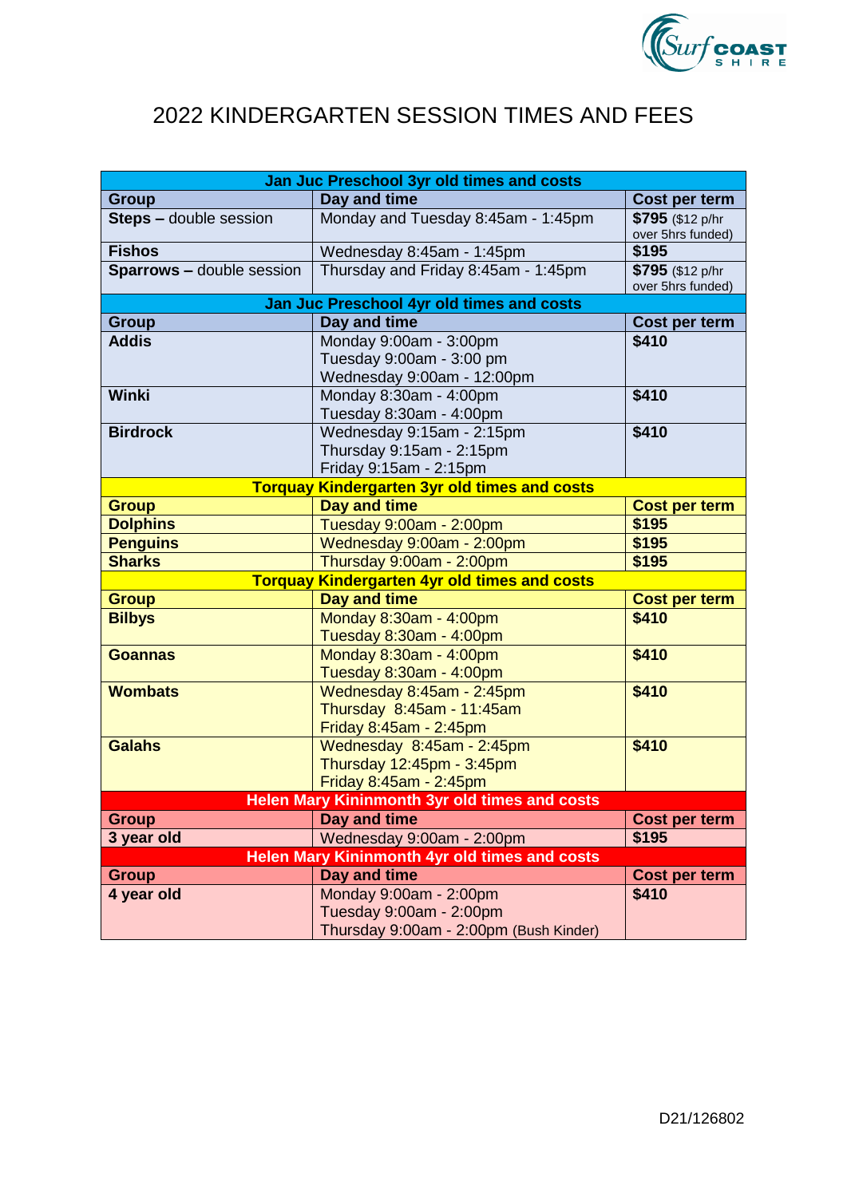# 2022 KINDERGARTEN SESSION TIMES AND FEES

| Jan Juc Preschool 3yr old times and costs | | |
|---|---|---|
| **Group** | **Day and time** | **Cost per term** |
| **Steps –** double session | Monday and Tuesday 8:45am - 1:45pm | **$795** ($12 p/hr over 5hrs funded) |
| **Fishos** | Wednesday 8:45am - 1:45pm | **$195** |
| **Sparrows –** double session | Thursday and Friday 8:45am - 1:45pm | **$795** ($12 p/hr over 5hrs funded) |
| **Jan Juc Preschool 4yr old times and costs** | | |
| **Group** | **Day and time** | **Cost per term** |
| **Addis** | Monday 9:00am - 3:00pm<br>Tuesday 9:00am - 3:00 pm<br>Wednesday 9:00am - 12:00pm | **$410** |
| **Winki** | Monday 8:30am - 4:00pm<br>Tuesday 8:30am - 4:00pm | **$410** |
| **Birdrock** | Wednesday 9:15am - 2:15pm<br>Thursday 9:15am - 2:15pm<br>Friday 9:15am - 2:15pm | **$410** |
| **Torquay Kindergarten 3yr old times and costs** | | |
| **Group** | **Day and time** | **Cost per term** |
| **Dolphins** | Tuesday 9:00am - 2:00pm | **$195** |
| **Penguins** | Wednesday 9:00am - 2:00pm | **$195** |
| **Sharks** | Thursday 9:00am - 2:00pm | **$195** |
| **Torquay Kindergarten 4yr old times and costs** | | |
| **Group** | **Day and time** | **Cost per term** |
| **Bilbys** | Monday 8:30am - 4:00pm<br>Tuesday 8:30am - 4:00pm | **$410** |
| **Goannas** | Monday 8:30am - 4:00pm<br>Tuesday 8:30am - 4:00pm | **$410** |
| **Wombats** | Wednesday 8:45am - 2:45pm<br>Thursday 8:45am - 11:45am<br>Friday 8:45am - 2:45pm | **$410** |
| **Galahs** | Wednesday 8:45am - 2:45pm<br>Thursday 12:45pm - 3:45pm<br>Friday 8:45am - 2:45pm | **$410** |
| **Helen Mary Kininmonth 3yr old times and costs** | | |
| **Group** | **Day and time** | **Cost per term** |
| **3 year old** | Wednesday 9:00am - 2:00pm | **$195** |
| **Helen Mary Kininmonth 4yr old times and costs** | | |
| **Group** | **Day and time** | **Cost per term** |
| **4 year old** | Monday 9:00am - 2:00pm<br>Tuesday 9:00am - 2:00pm<br>Thursday 9:00am - 2:00pm (Bush Kinder) | **$410** |

D21/126802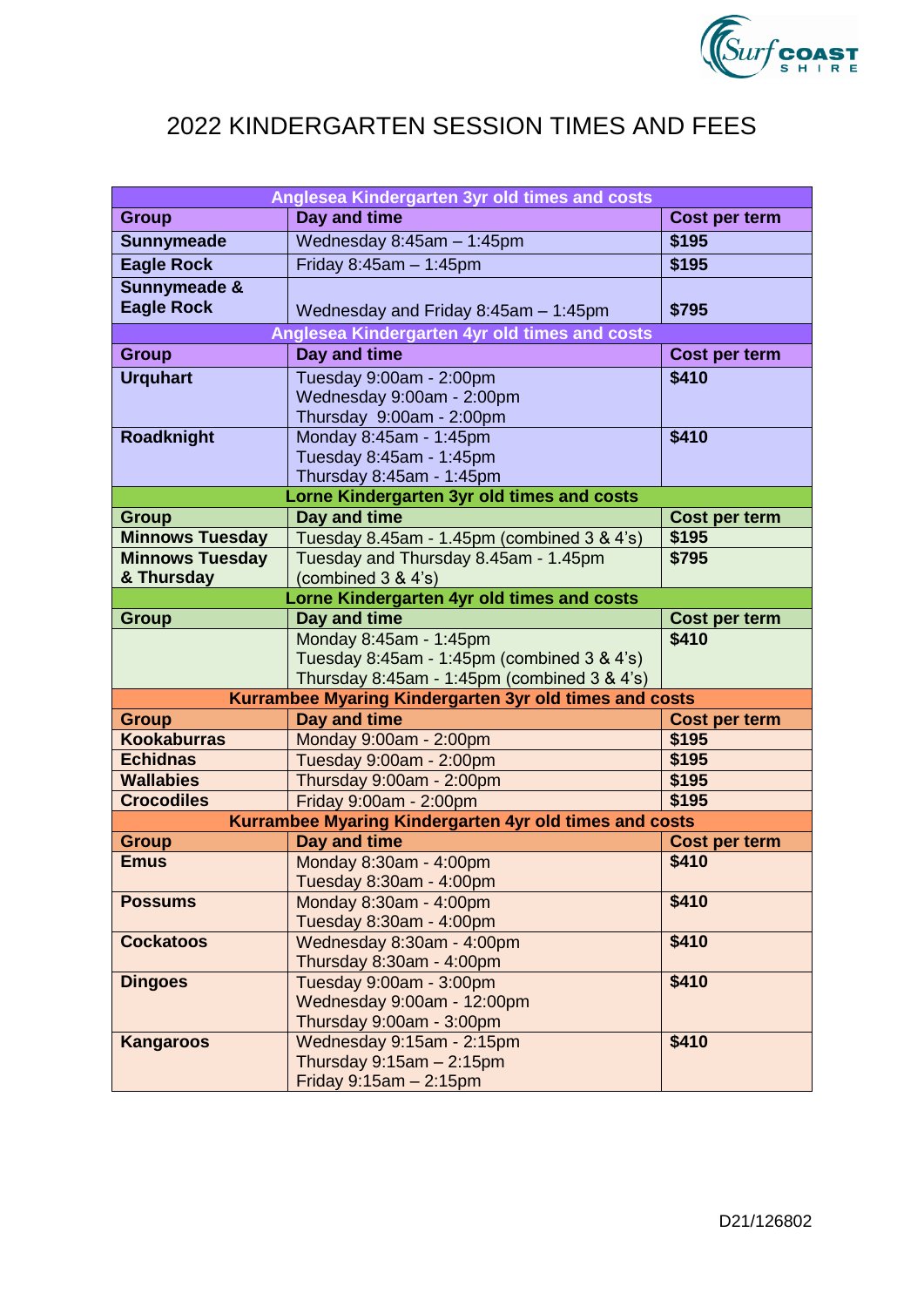# 2022 KINDERGARTEN SESSION TIMES AND FEES

| Anglesea Kindergarten 3yr old times and costs | | |
|---|---|---|
| **Group** | **Day and time** | **Cost per term** |
| **Sunnymeade** | Wednesday 8:45am – 1:45pm | **$195** |
| **Eagle Rock** | Friday 8:45am – 1:45pm | **$195** |
| **Sunnymeade & Eagle Rock** | Wednesday and Friday 8:45am – 1:45pm | **$795** |
| **Anglesea Kindergarten 4yr old times and costs** | | |
| **Group** | **Day and time** | **Cost per term** |
| **Urquhart** | Tuesday 9:00am - 2:00pm<br>Wednesday 9:00am - 2:00pm<br>Thursday 9:00am - 2:00pm | **$410** |
| **Roadknight** | Monday 8:45am - 1:45pm<br>Tuesday 8:45am - 1:45pm<br>Thursday 8:45am - 1:45pm | **$410** |
| **Lorne Kindergarten 3yr old times and costs** | | |
| **Group** | **Day and time** | **Cost per term** |
| **Minnows Tuesday** | Tuesday 8.45am - 1.45pm (combined 3 & 4's) | **$195** |
| **Minnows Tuesday & Thursday** | Tuesday and Thursday 8.45am - 1.45pm (combined 3 & 4's) | **$795** |
| **Lorne Kindergarten 4yr old times and costs** | | |
| **Group** | **Day and time** | **Cost per term** |
| | Monday 8:45am - 1:45pm<br>Tuesday 8:45am - 1:45pm (combined 3 & 4's)<br>Thursday 8:45am - 1:45pm (combined 3 & 4's) | **$410** |
| **Kurrambee Myaring Kindergarten 3yr old times and costs** | | |
| **Group** | **Day and time** | **Cost per term** |
| **Kookaburras** | Monday 9:00am - 2:00pm | **$195** |
| **Echidnas** | Tuesday 9:00am - 2:00pm | **$195** |
| **Wallabies** | Thursday 9:00am - 2:00pm | **$195** |
| **Crocodiles** | Friday 9:00am - 2:00pm | **$195** |
| **Kurrambee Myaring Kindergarten 4yr old times and costs** | | |
| **Group** | **Day and time** | **Cost per term** |
| **Emus** | Monday 8:30am - 4:00pm<br>Tuesday 8:30am - 4:00pm | **$410** |
| **Possums** | Monday 8:30am - 4:00pm<br>Tuesday 8:30am - 4:00pm | **$410** |
| **Cockatoos** | Wednesday 8:30am - 4:00pm<br>Thursday 8:30am - 4:00pm | **$410** |
| **Dingoes** | Tuesday 9:00am - 3:00pm<br>Wednesday 9:00am - 12:00pm<br>Thursday 9:00am - 3:00pm | **$410** |
| **Kangaroos** | Wednesday 9:15am - 2:15pm<br>Thursday 9:15am – 2:15pm<br>Friday 9:15am – 2:15pm | **$410** |

D21/126802